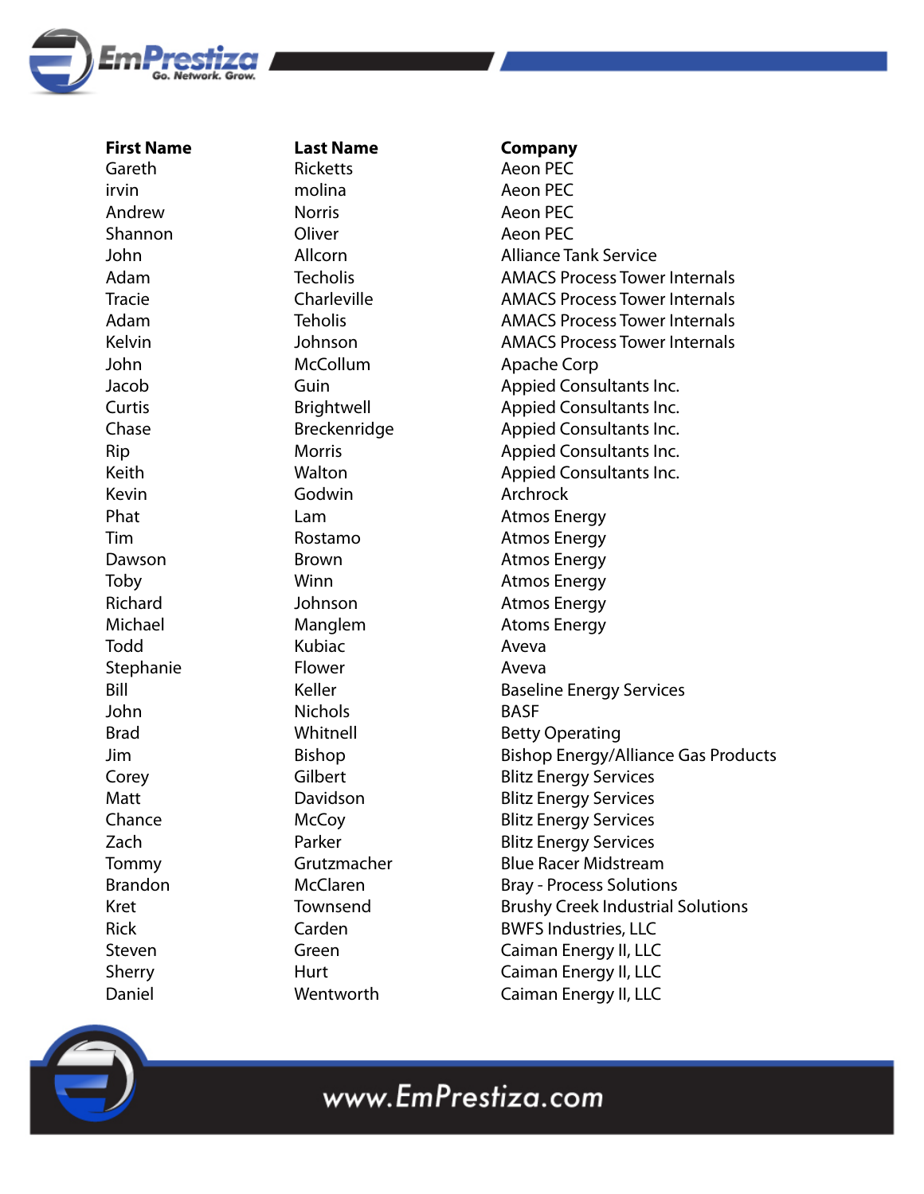| First Name | Last Name | Company |
| --- | --- | --- |
| Gareth | Ricketts | Aeon PEC |
| irvin | molina | Aeon PEC |
| Andrew | Norris | Aeon PEC |
| Shannon | Oliver | Aeon PEC |
| John | Allcorn | Alliance Tank Service |
| Adam | Techolis | AMACS Process Tower Internals |
| Tracie | Charleville | AMACS Process Tower Internals |
| Adam | Teholis | AMACS Process Tower Internals |
| Kelvin | Johnson | AMACS Process Tower Internals |
| John | McCollum | Apache Corp |
| Jacob | Guin | Appied Consultants Inc. |
| Curtis | Brightwell | Appied Consultants Inc. |
| Chase | Breckenridge | Appied Consultants Inc. |
| Rip | Morris | Appied Consultants Inc. |
| Keith | Walton | Appied Consultants Inc. |
| Kevin | Godwin | Archrock |
| Phat | Lam | Atmos Energy |
| Tim | Rostamo | Atmos Energy |
| Dawson | Brown | Atmos Energy |
| Toby | Winn | Atmos Energy |
| Richard | Johnson | Atmos Energy |
| Michael | Manglem | Atoms Energy |
| Todd | Kubiac | Aveva |
| Stephanie | Flower | Aveva |
| Bill | Keller | Baseline Energy Services |
| John | Nichols | BASF |
| Brad | Whitnell | Betty Operating |
| Jim | Bishop | Bishop Energy/Alliance Gas Products |
| Corey | Gilbert | Blitz Energy Services |
| Matt | Davidson | Blitz Energy Services |
| Chance | McCoy | Blitz Energy Services |
| Zach | Parker | Blitz Energy Services |
| Tommy | Grutzmacher | Blue Racer Midstream |
| Brandon | McClaren | Bray - Process Solutions |
| Kret | Townsend | Brushy Creek Industrial Solutions |
| Rick | Carden | BWFS Industries, LLC |
| Steven | Green | Caiman Energy II, LLC |
| Sherry | Hurt | Caiman Energy II, LLC |
| Daniel | Wentworth | Caiman Energy II, LLC |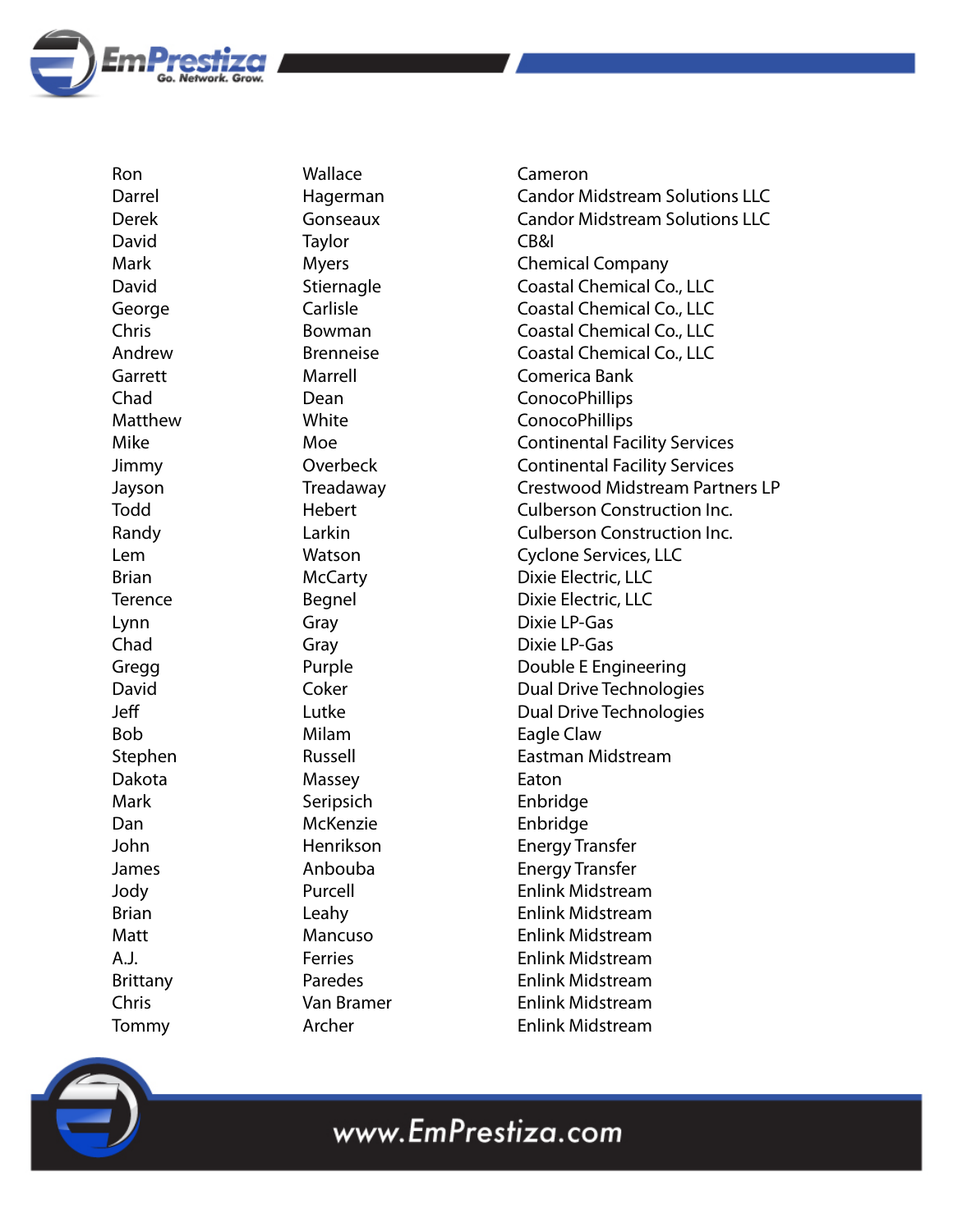| | | |
|---|---|---|
| Ron | Wallace | Cameron |
| Darrel | Hagerman | Candor Midstream Solutions LLC |
| Derek | Gonseaux | Candor Midstream Solutions LLC |
| David | Taylor | CB&I |
| Mark | Myers | Chemical Company |
| David | Stiernagle | Coastal Chemical Co., LLC |
| George | Carlisle | Coastal Chemical Co., LLC |
| Chris | Bowman | Coastal Chemical Co., LLC |
| Andrew | Brenneise | Coastal Chemical Co., LLC |
| Garrett | Marrell | Comerica Bank |
| Chad | Dean | ConocoPhillips |
| Matthew | White | ConocoPhillips |
| Mike | Moe | Continental Facility Services |
| Jimmy | Overbeck | Continental Facility Services |
| Jayson | Treadaway | Crestwood Midstream Partners LP |
| Todd | Hebert | Culberson Construction Inc. |
| Randy | Larkin | Culberson Construction Inc. |
| Lem | Watson | Cyclone Services, LLC |
| Brian | McCarty | Dixie Electric, LLC |
| Terence | Begnel | Dixie Electric, LLC |
| Lynn | Gray | Dixie LP-Gas |
| Chad | Gray | Dixie LP-Gas |
| Gregg | Purple | Double E Engineering |
| David | Coker | Dual Drive Technologies |
| Jeff | Lutke | Dual Drive Technologies |
| Bob | Milam | Eagle Claw |
| Stephen | Russell | Eastman Midstream |
| Dakota | Massey | Eaton |
| Mark | Seripsich | Enbridge |
| Dan | McKenzie | Enbridge |
| John | Henrikson | Energy Transfer |
| James | Anbouba | Energy Transfer |
| Jody | Purcell | Enlink Midstream |
| Brian | Leahy | Enlink Midstream |
| Matt | Mancuso | Enlink Midstream |
| A.J. | Ferries | Enlink Midstream |
| Brittany | Paredes | Enlink Midstream |
| Chris | Van Bramer | Enlink Midstream |
| Tommy | Archer | Enlink Midstream |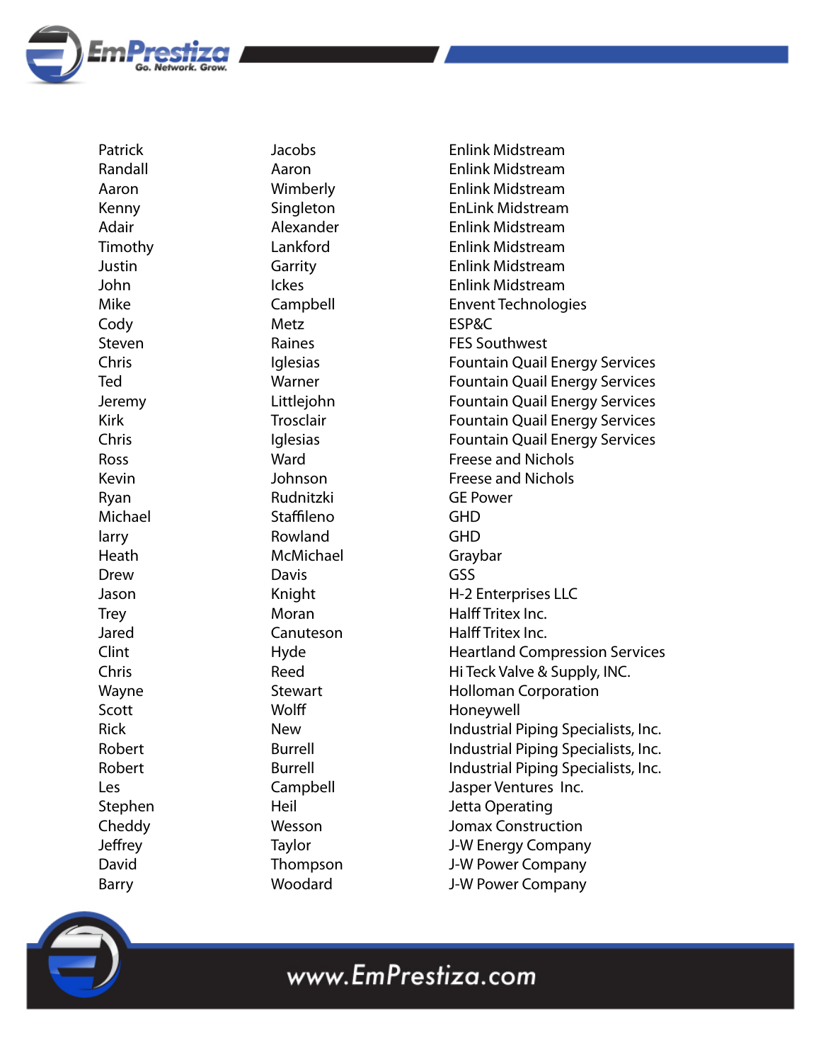| | | |
|---|---|---|
| Patrick | Jacobs | Enlink Midstream |
| Randall | Aaron | Enlink Midstream |
| Aaron | Wimberly | Enlink Midstream |
| Kenny | Singleton | EnLink Midstream |
| Adair | Alexander | Enlink Midstream |
| Timothy | Lankford | Enlink Midstream |
| Justin | Garrity | Enlink Midstream |
| John | Ickes | Enlink Midstream |
| Mike | Campbell | Envent Technologies |
| Cody | Metz | ESP&C |
| Steven | Raines | FES Southwest |
| Chris | Iglesias | Fountain Quail Energy Services |
| Ted | Warner | Fountain Quail Energy Services |
| Jeremy | Littlejohn | Fountain Quail Energy Services |
| Kirk | Trosclair | Fountain Quail Energy Services |
| Chris | Iglesias | Fountain Quail Energy Services |
| Ross | Ward | Freese and Nichols |
| Kevin | Johnson | Freese and Nichols |
| Ryan | Rudnitzki | GE Power |
| Michael | Staffileno | GHD |
| larry | Rowland | GHD |
| Heath | McMichael | Graybar |
| Drew | Davis | GSS |
| Jason | Knight | H-2 Enterprises LLC |
| Trey | Moran | Halff Tritex Inc. |
| Jared | Canuteson | Halff Tritex Inc. |
| Clint | Hyde | Heartland Compression Services |
| Chris | Reed | Hi Teck Valve & Supply, INC. |
| Wayne | Stewart | Holloman Corporation |
| Scott | Wolff | Honeywell |
| Rick | New | Industrial Piping Specialists, Inc. |
| Robert | Burrell | Industrial Piping Specialists, Inc. |
| Robert | Burrell | Industrial Piping Specialists, Inc. |
| Les | Campbell | Jasper Ventures Inc. |
| Stephen | Heil | Jetta Operating |
| Cheddy | Wesson | Jomax Construction |
| Jeffrey | Taylor | J-W Energy Company |
| David | Thompson | J-W Power Company |
| Barry | Woodard | J-W Power Company |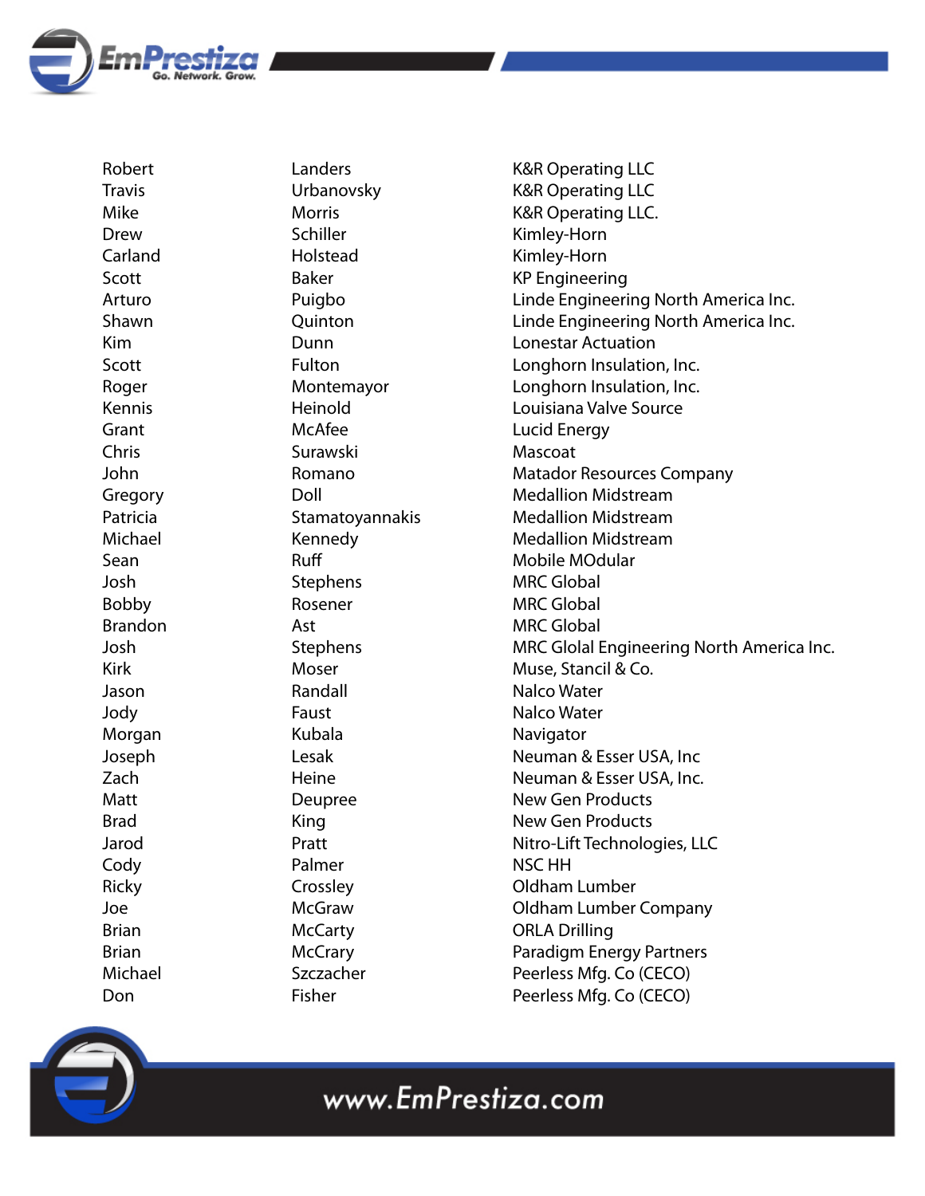| | | |
|---|---|---|
| Robert | Landers | K&R Operating LLC |
| Travis | Urbanovsky | K&R Operating LLC |
| Mike | Morris | K&R Operating LLC. |
| Drew | Schiller | Kimley-Horn |
| Carland | Holstead | Kimley-Horn |
| Scott | Baker | KP Engineering |
| Arturo | Puigbo | Linde Engineering North America Inc. |
| Shawn | Quinton | Linde Engineering North America Inc. |
| Kim | Dunn | Lonestar Actuation |
| Scott | Fulton | Longhorn Insulation, Inc. |
| Roger | Montemayor | Longhorn Insulation, Inc. |
| Kennis | Heinold | Louisiana Valve Source |
| Grant | McAfee | Lucid Energy |
| Chris | Surawski | Mascoat |
| John | Romano | Matador Resources Company |
| Gregory | Doll | Medallion Midstream |
| Patricia | Stamatoyannakis | Medallion Midstream |
| Michael | Kennedy | Medallion Midstream |
| Sean | Ruff | Mobile MOdular |
| Josh | Stephens | MRC Global |
| Bobby | Rosener | MRC Global |
| Brandon | Ast | MRC Global |
| Josh | Stephens | MRC Glolal Engineering North America Inc. |
| Kirk | Moser | Muse, Stancil & Co. |
| Jason | Randall | Nalco Water |
| Jody | Faust | Nalco Water |
| Morgan | Kubala | Navigator |
| Joseph | Lesak | Neuman & Esser USA, Inc |
| Zach | Heine | Neuman & Esser USA, Inc. |
| Matt | Deupree | New Gen Products |
| Brad | King | New Gen Products |
| Jarod | Pratt | Nitro-Lift Technologies, LLC |
| Cody | Palmer | NSC HH |
| Ricky | Crossley | Oldham Lumber |
| Joe | McGraw | Oldham Lumber Company |
| Brian | McCarty | ORLA Drilling |
| Brian | McCrary | Paradigm Energy Partners |
| Michael | Szczacher | Peerless Mfg. Co (CECO) |
| Don | Fisher | Peerless Mfg. Co (CECO) |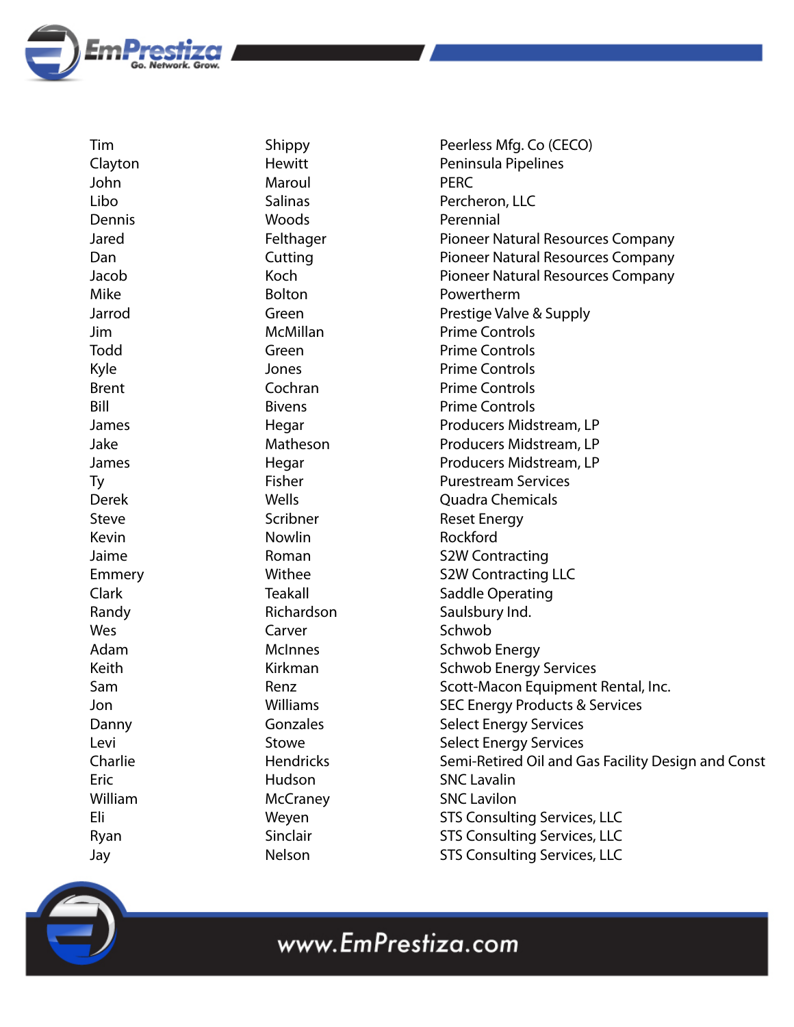| | | |
|---|---|---|
| Tim | Shippy | Peerless Mfg. Co (CECO) |
| Clayton | Hewitt | Peninsula Pipelines |
| John | Maroul | PERC |
| Libo | Salinas | Percheron, LLC |
| Dennis | Woods | Perennial |
| Jared | Felthager | Pioneer Natural Resources Company |
| Dan | Cutting | Pioneer Natural Resources Company |
| Jacob | Koch | Pioneer Natural Resources Company |
| Mike | Bolton | Powertherm |
| Jarrod | Green | Prestige Valve & Supply |
| Jim | McMillan | Prime Controls |
| Todd | Green | Prime Controls |
| Kyle | Jones | Prime Controls |
| Brent | Cochran | Prime Controls |
| Bill | Bivens | Prime Controls |
| James | Hegar | Producers Midstream, LP |
| Jake | Matheson | Producers Midstream, LP |
| James | Hegar | Producers Midstream, LP |
| Ty | Fisher | Purestream Services |
| Derek | Wells | Quadra Chemicals |
| Steve | Scribner | Reset Energy |
| Kevin | Nowlin | Rockford |
| Jaime | Roman | S2W Contracting |
| Emmery | Withee | S2W Contracting LLC |
| Clark | Teakall | Saddle Operating |
| Randy | Richardson | Saulsbury Ind. |
| Wes | Carver | Schwob |
| Adam | McInnes | Schwob Energy |
| Keith | Kirkman | Schwob Energy Services |
| Sam | Renz | Scott-Macon Equipment Rental, Inc. |
| Jon | Williams | SEC Energy Products & Services |
| Danny | Gonzales | Select Energy Services |
| Levi | Stowe | Select Energy Services |
| Charlie | Hendricks | Semi-Retired Oil and Gas Facility Design and Const |
| Eric | Hudson | SNC Lavalin |
| William | McCraney | SNC Lavilon |
| Eli | Weyen | STS Consulting Services, LLC |
| Ryan | Sinclair | STS Consulting Services, LLC |
| Jay | Nelson | STS Consulting Services, LLC |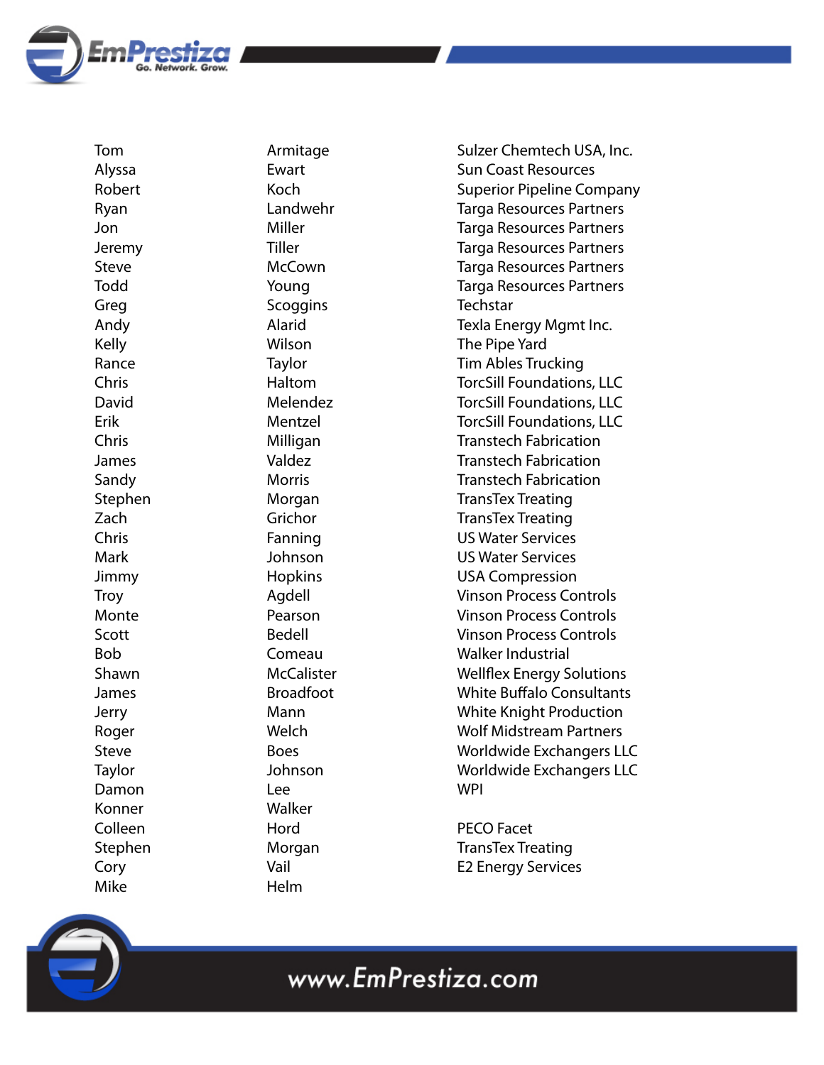| First Name | Last Name | Company |
|---|---|---|
| Tom | Armitage | Sulzer Chemtech USA, Inc. |
| Alyssa | Ewart | Sun Coast Resources |
| Robert | Koch | Superior Pipeline Company |
| Ryan | Landwehr | Targa Resources Partners |
| Jon | Miller | Targa Resources Partners |
| Jeremy | Tiller | Targa Resources Partners |
| Steve | McCown | Targa Resources Partners |
| Todd | Young | Targa Resources Partners |
| Greg | Scoggins | Techstar |
| Andy | Alarid | Texla Energy Mgmt Inc. |
| Kelly | Wilson | The Pipe Yard |
| Rance | Taylor | Tim Ables Trucking |
| Chris | Haltom | TorcSill Foundations, LLC |
| David | Melendez | TorcSill Foundations, LLC |
| Erik | Mentzel | TorcSill Foundations, LLC |
| Chris | Milligan | Transtech Fabrication |
| James | Valdez | Transtech Fabrication |
| Sandy | Morris | Transtech Fabrication |
| Stephen | Morgan | TransTex Treating |
| Zach | Grichor | TransTex Treating |
| Chris | Fanning | US Water Services |
| Mark | Johnson | US Water Services |
| Jimmy | Hopkins | USA Compression |
| Troy | Agdell | Vinson Process Controls |
| Monte | Pearson | Vinson Process Controls |
| Scott | Bedell | Vinson Process Controls |
| Bob | Comeau | Walker Industrial |
| Shawn | McCalister | Wellflex Energy Solutions |
| James | Broadfoot | White Buffalo Consultants |
| Jerry | Mann | White Knight Production |
| Roger | Welch | Wolf Midstream Partners |
| Steve | Boes | Worldwide Exchangers LLC |
| Taylor | Johnson | Worldwide Exchangers LLC |
| Damon | Lee | WPI |
| Konner | Walker | |
| Colleen | Hord | PECO Facet |
| Stephen | Morgan | TransTex Treating |
| Cory | Vail | E2 Energy Services |
| Mike | Helm | |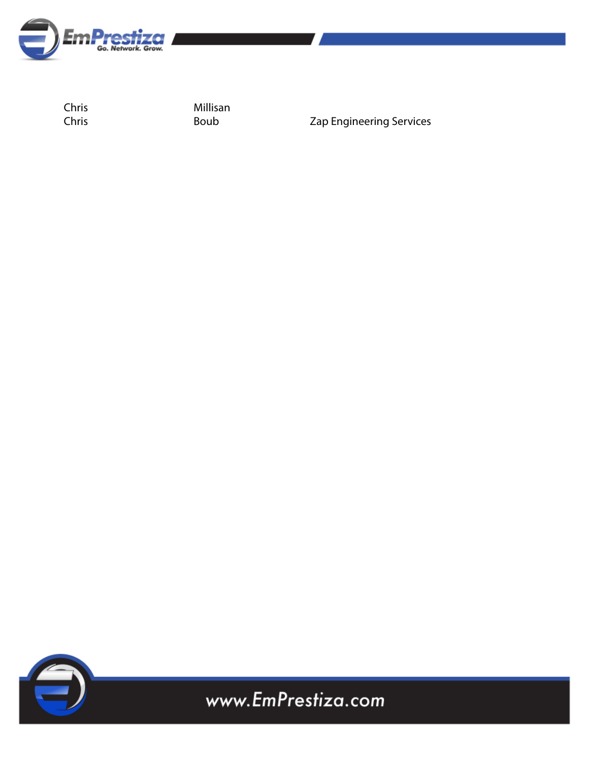| | | |
|---|---|---|
| Chris | Millisan | |
| Chris | Boub | Zap Engineering Services |